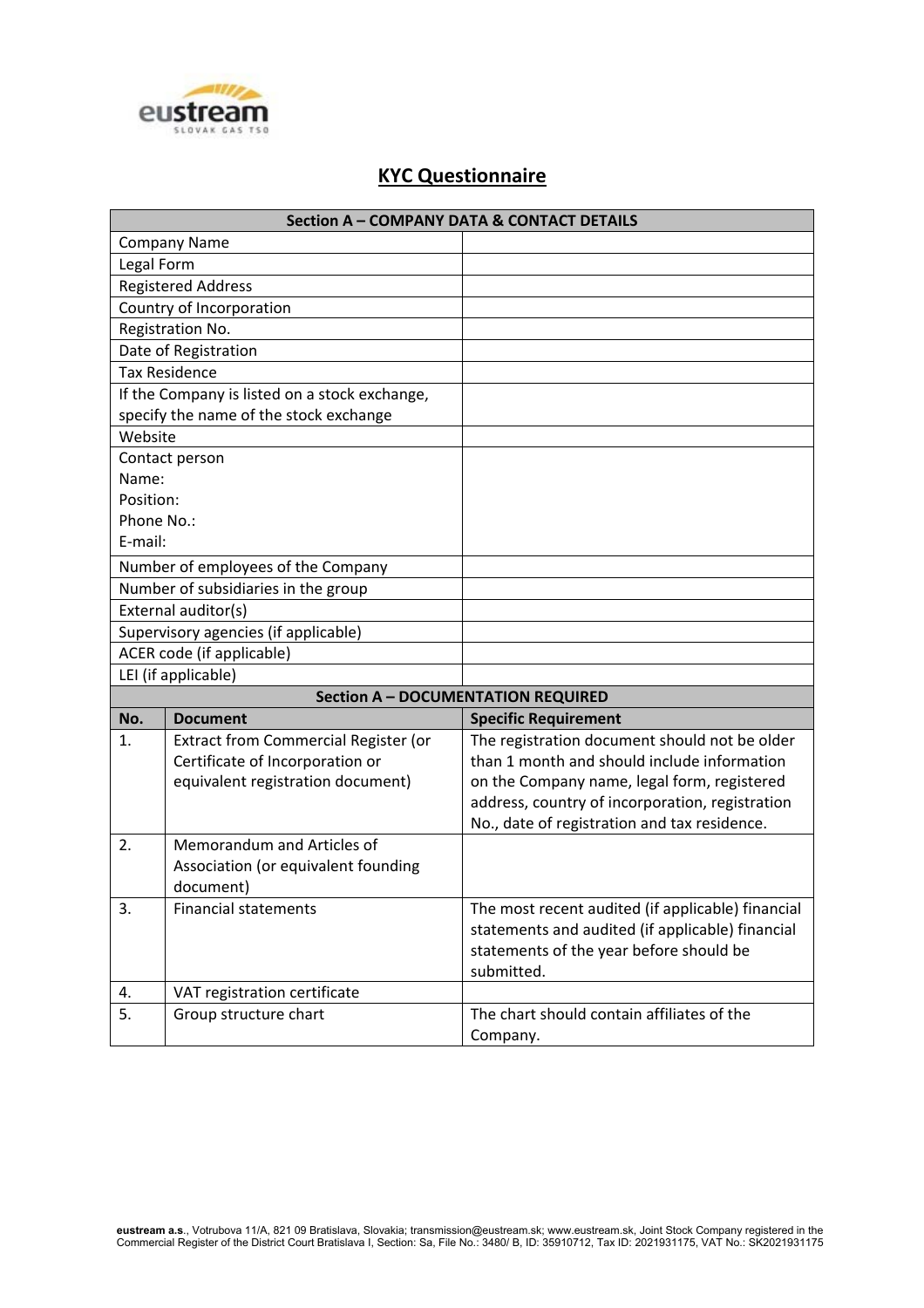# KYC Questionnaire

| Section A – COMPANY DATA & CONTACT DETAILS | |
|---|---|
| Company Name | |
| Legal Form | |
| Registered Address | |
| Country of Incorporation | |
| Registration No. | |
| Date of Registration | |
| Tax Residence | |
| If the Company is listed on a stock exchange, specify the name of the stock exchange | |
| Website | |
| Contact person<br>Name:<br>Position:<br>Phone No.:<br>E-mail: | |
| Number of employees of the Company | |
| Number of subsidiaries in the group | |
| External auditor(s) | |
| Supervisory agencies (if applicable) | |
| ACER code (if applicable) | |
| LEI (if applicable) | |

**Section A – DOCUMENTATION REQUIRED**

| No. | Document | Specific Requirement |
|---|---|---|
| 1. | Extract from Commercial Register (or Certificate of Incorporation or equivalent registration document) | The registration document should not be older than 1 month and should include information on the Company name, legal form, registered address, country of incorporation, registration No., date of registration and tax residence. |
| 2. | Memorandum and Articles of Association (or equivalent founding document) | |
| 3. | Financial statements | The most recent audited (if applicable) financial statements and audited (if applicable) financial statements of the year before should be submitted. |
| 4. | VAT registration certificate | |
| 5. | Group structure chart | The chart should contain affiliates of the Company. |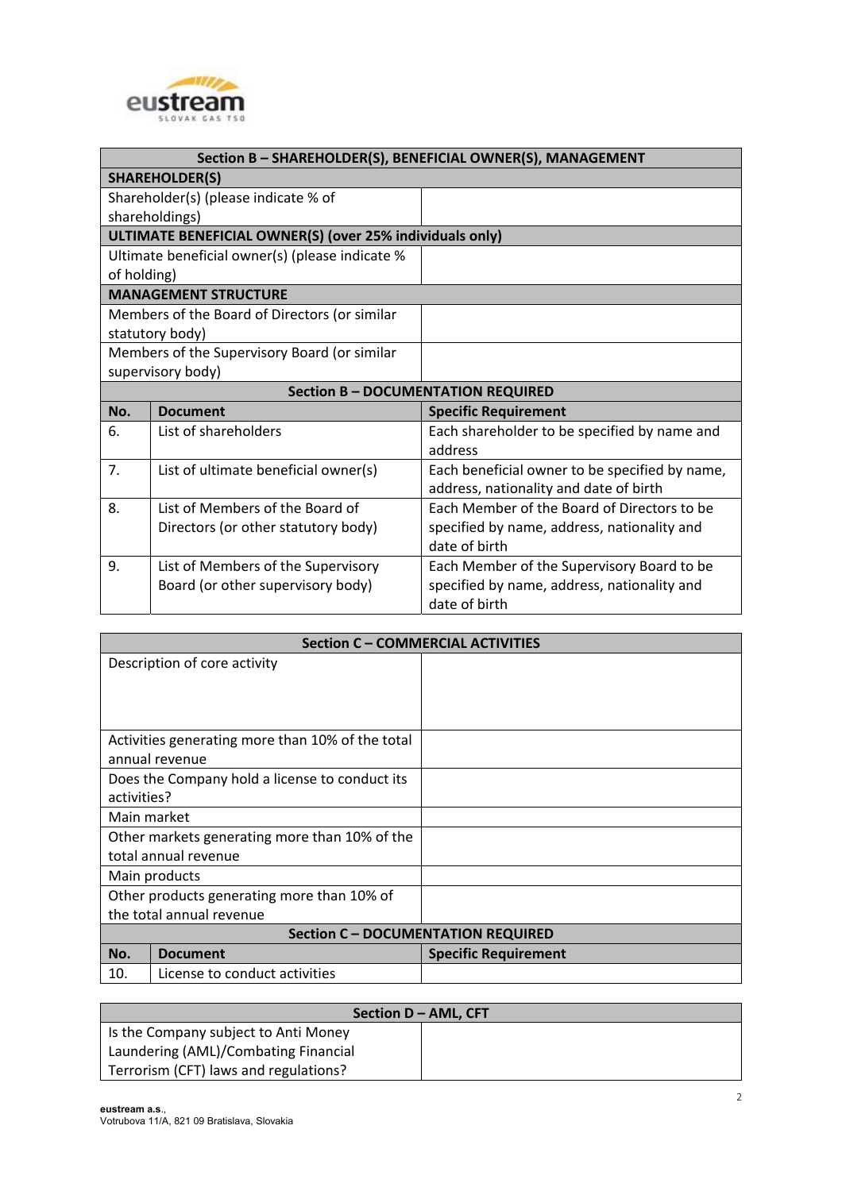| Section B – SHAREHOLDER(S), BENEFICIAL OWNER(S), MANAGEMENT | |
|---|---|
| **SHAREHOLDER(S)** | |
| Shareholder(s) (please indicate % of shareholdings) | |
| **ULTIMATE BENEFICIAL OWNER(S) (over 25% individuals only)** | |
| Ultimate beneficial owner(s) (please indicate % of holding) | |
| **MANAGEMENT STRUCTURE** | |
| Members of the Board of Directors (or similar statutory body) | |
| Members of the Supervisory Board (or similar supervisory body) | |

| Section B – DOCUMENTATION REQUIRED | | |
|---|---|---|
| **No.** | **Document** | **Specific Requirement** |
| 6. | List of shareholders | Each shareholder to be specified by name and address |
| 7. | List of ultimate beneficial owner(s) | Each beneficial owner to be specified by name, address, nationality and date of birth |
| 8. | List of Members of the Board of Directors (or other statutory body) | Each Member of the Board of Directors to be specified by name, address, nationality and date of birth |
| 9. | List of Members of the Supervisory Board (or other supervisory body) | Each Member of the Supervisory Board to be specified by name, address, nationality and date of birth |

| Section C – COMMERCIAL ACTIVITIES | |
|---|---|
| Description of core activity | |
| Activities generating more than 10% of the total annual revenue | |
| Does the Company hold a license to conduct its activities? | |
| Main market | |
| Other markets generating more than 10% of the total annual revenue | |
| Main products | |
| Other products generating more than 10% of the total annual revenue | |

| Section C – DOCUMENTATION REQUIRED | | |
|---|---|---|
| **No.** | **Document** | **Specific Requirement** |
| 10. | License to conduct activities | |

| Section D – AML, CFT | |
|---|---|
| Is the Company subject to Anti Money Laundering (AML)/Combating Financial Terrorism (CFT) laws and regulations? | |

**eustream a.s.**,
Votrubova 11/A, 821 09 Bratislava, Slovakia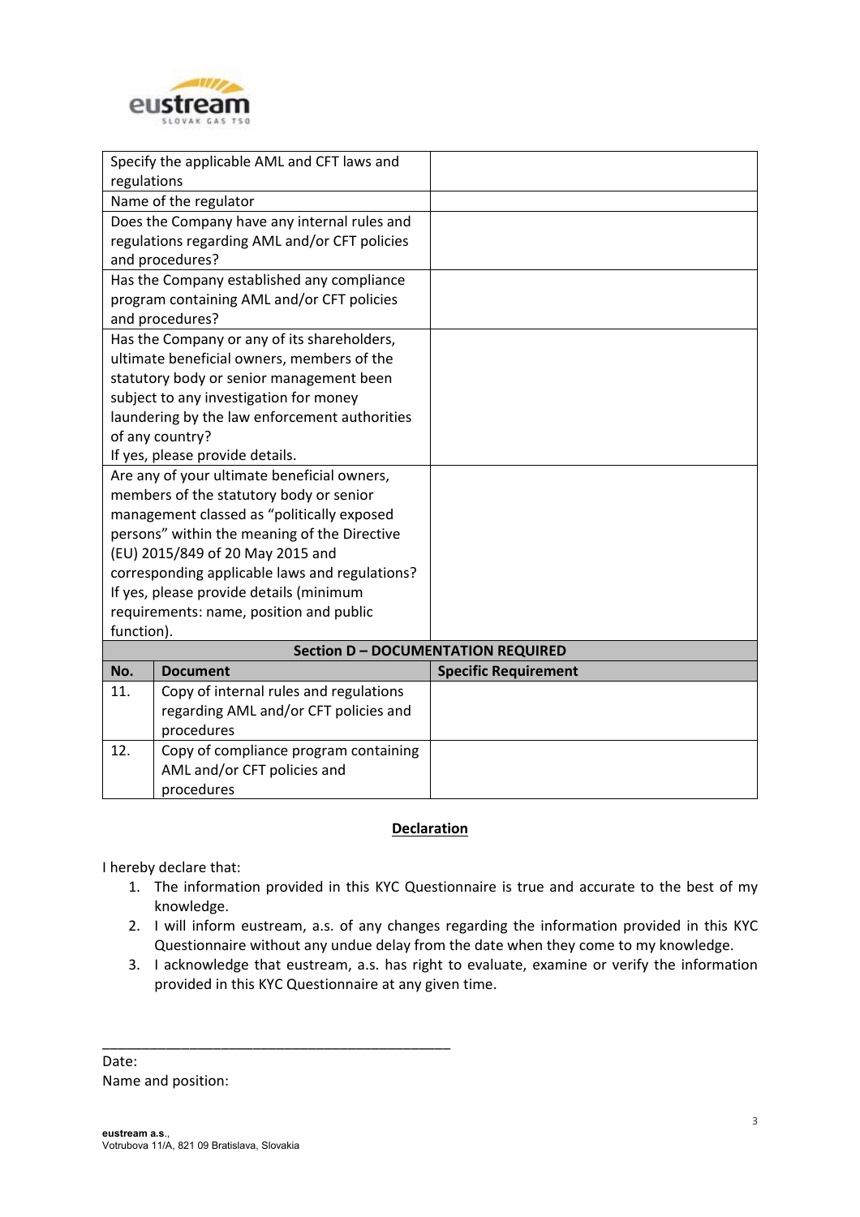| | |
|---|---|
| Specify the applicable AML and CFT laws and regulations | |
| Name of the regulator | |
| Does the Company have any internal rules and regulations regarding AML and/or CFT policies and procedures? | |
| Has the Company established any compliance program containing AML and/or CFT policies and procedures? | |
| Has the Company or any of its shareholders, ultimate beneficial owners, members of the statutory body or senior management been subject to any investigation for money laundering by the law enforcement authorities of any country?<br>If yes, please provide details. | |
| Are any of your ultimate beneficial owners, members of the statutory body or senior management classed as "politically exposed persons" within the meaning of the Directive (EU) 2015/849 of 20 May 2015 and corresponding applicable laws and regulations?<br>If yes, please provide details (minimum requirements: name, position and public function). | |

**Section D – DOCUMENTATION REQUIRED**

| No. | Document | Specific Requirement |
|---|---|---|
| 11. | Copy of internal rules and regulations regarding AML and/or CFT policies and procedures | |
| 12. | Copy of compliance program containing AML and/or CFT policies and procedures | |

## Declaration

I hereby declare that:

1. The information provided in this KYC Questionnaire is true and accurate to the best of my knowledge.
2. I will inform eustream, a.s. of any changes regarding the information provided in this KYC Questionnaire without any undue delay from the date when they come to my knowledge.
3. I acknowledge that eustream, a.s. has right to evaluate, examine or verify the information provided in this KYC Questionnaire at any given time.

_____________________________________________

Date:

Name and position: